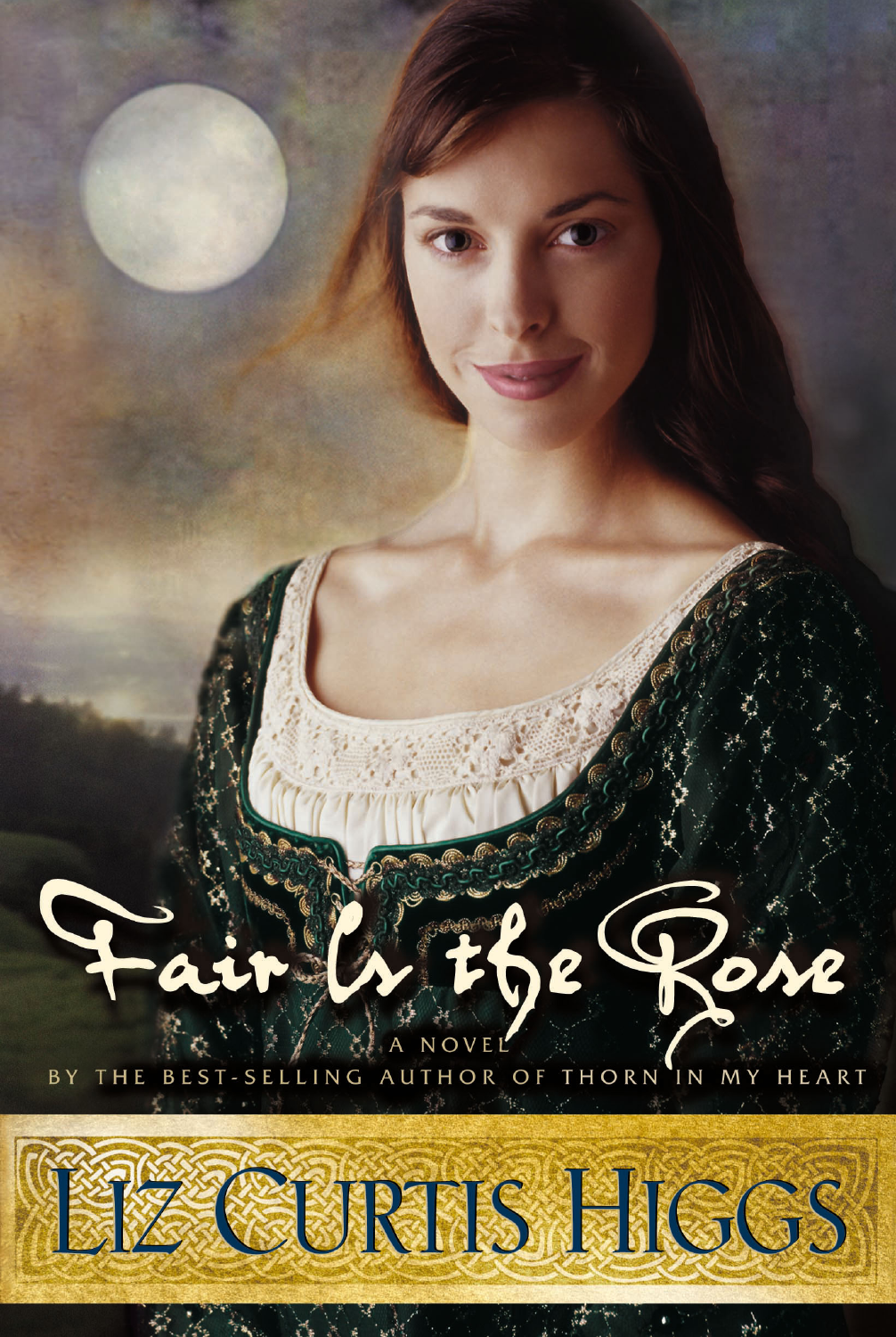# Fair Is the Rose

A NOVEL

BY THE BEST-SELLING AUTHOR OF THORN IN MY HEART

## LIZ CURTIS HIGGS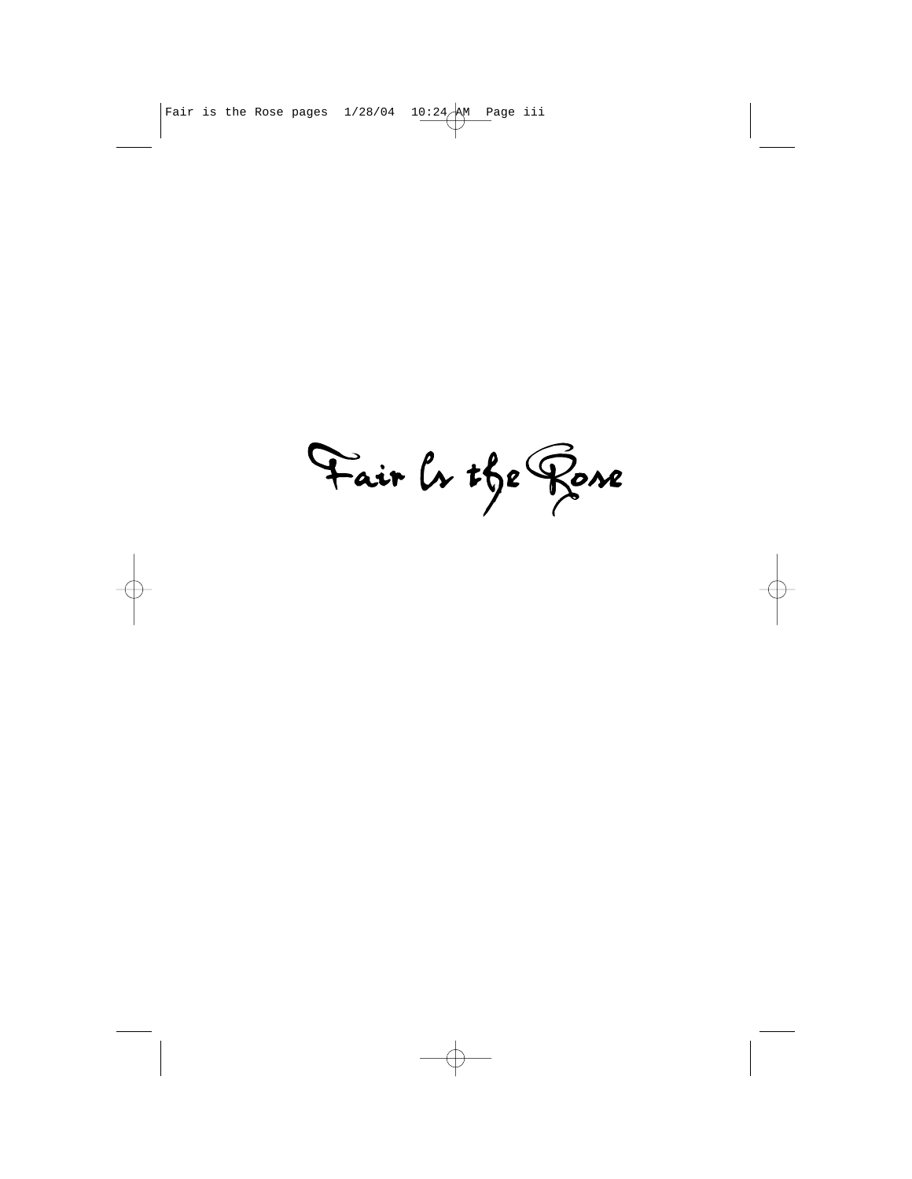# Fair Is the Rose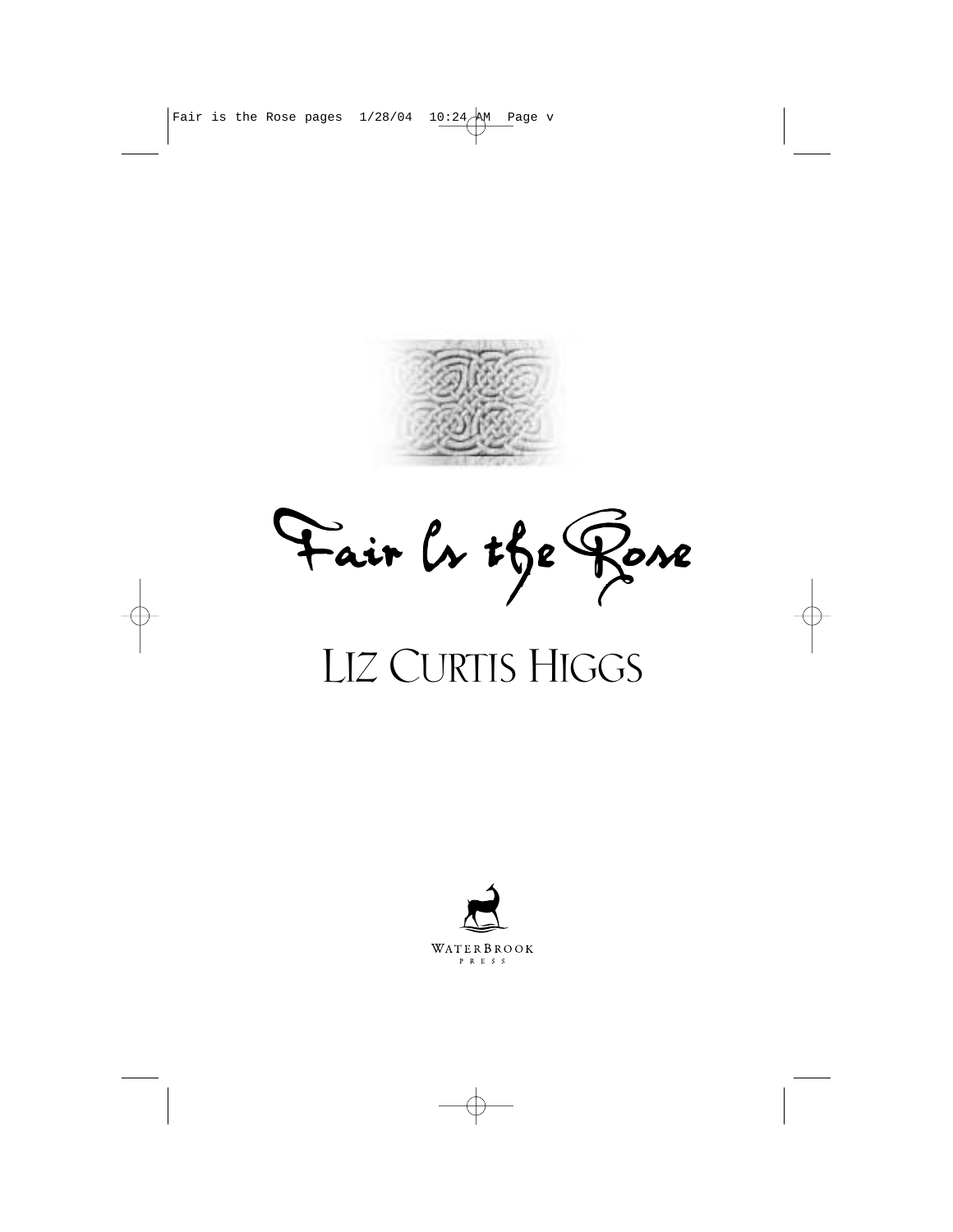# Fair Is the Rose

LIZ CURTIS HIGGS

WATERBROOK
PRESS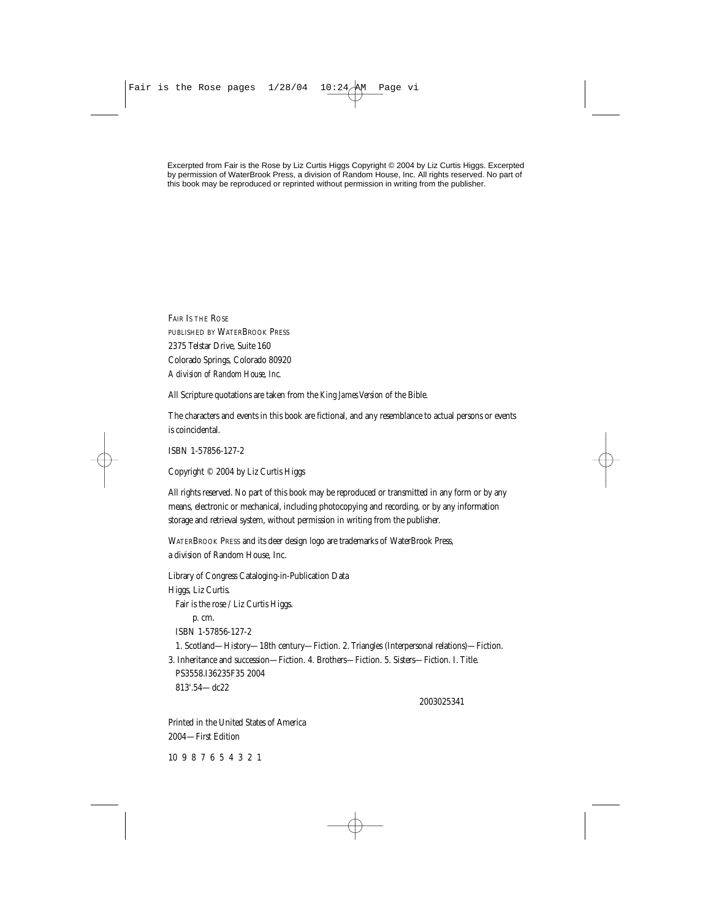Excerpted from Fair is the Rose by Liz Curtis Higgs Copyright © 2004 by Liz Curtis Higgs. Excerpted by permission of WaterBrook Press, a division of Random House, Inc. All rights reserved. No part of this book may be reproduced or reprinted without permission in writing from the publisher.

FAIR IS THE ROSE
PUBLISHED BY WATERBROOK PRESS
2375 Telstar Drive, Suite 160
Colorado Springs, Colorado 80920
*A division of Random House, Inc.*

All Scripture quotations are taken from the *King James Version* of the Bible.

The characters and events in this book are fictional, and any resemblance to actual persons or events is coincidental.

ISBN 1-57856-127-2

Copyright © 2004 by Liz Curtis Higgs

All rights reserved. No part of this book may be reproduced or transmitted in any form or by any means, electronic or mechanical, including photocopying and recording, or by any information storage and retrieval system, without permission in writing from the publisher.

WATERBROOK PRESS and its deer design logo are trademarks of WaterBrook Press, a division of Random House, Inc.

Library of Congress Cataloging-in-Publication Data
Higgs, Liz Curtis.
Fair is the rose / Liz Curtis Higgs.
p. cm.
ISBN 1-57856-127-2
1. Scotland—History—18th century—Fiction. 2. Triangles (Interpersonal relations)—Fiction. 3. Inheritance and succession—Fiction. 4. Brothers—Fiction. 5. Sisters—Fiction. I. Title.
PS3558.I36235F35 2004
813'.54—dc22

2003025341

Printed in the United States of America
2004—First Edition

10 9 8 7 6 5 4 3 2 1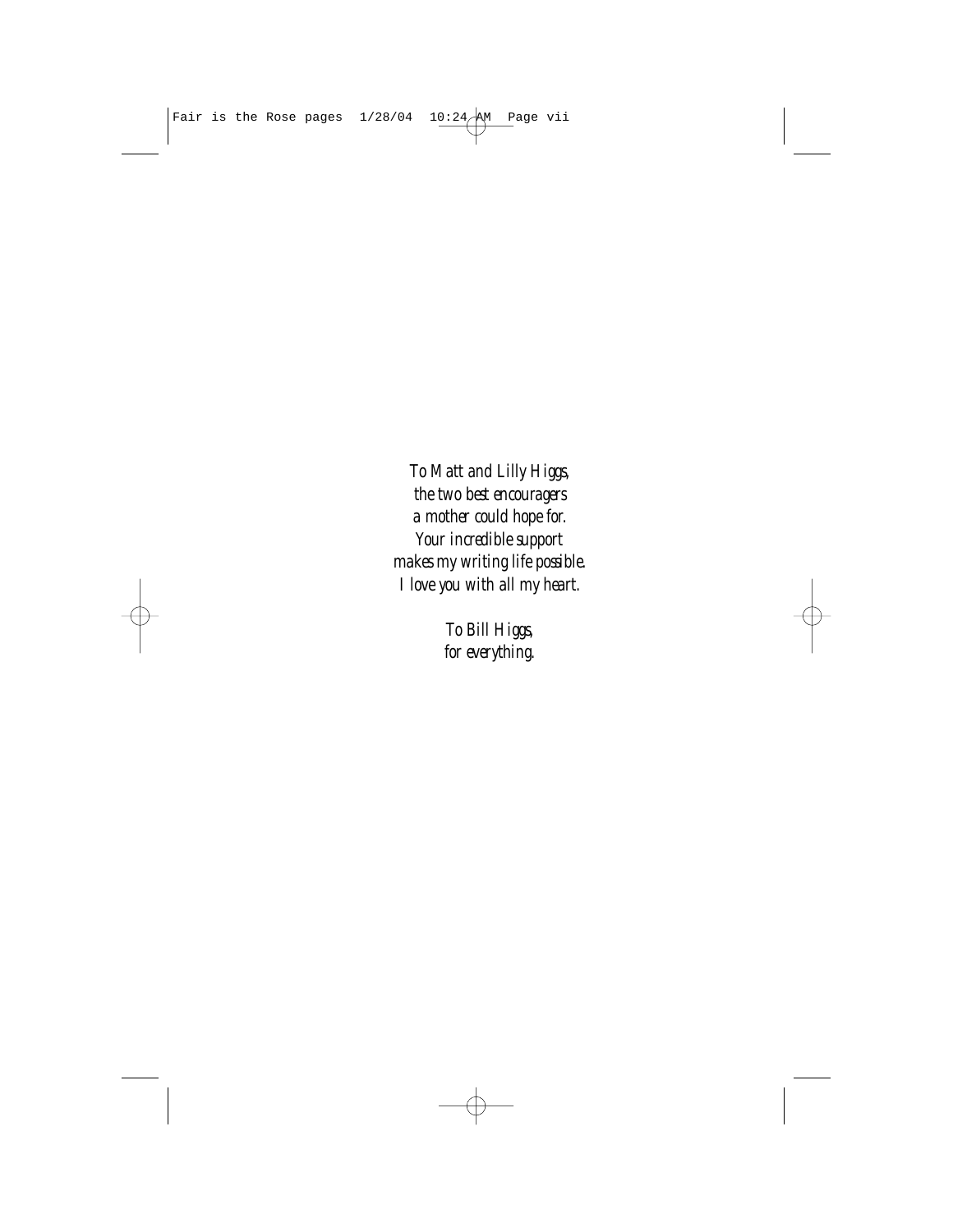*To Matt and Lilly Higgs,*
*the two best encouragers*
*a mother could hope for.*
*Your incredible support*
*makes my writing life possible.*
*I love you with all my heart.*

*To Bill Higgs,*
*for everything.*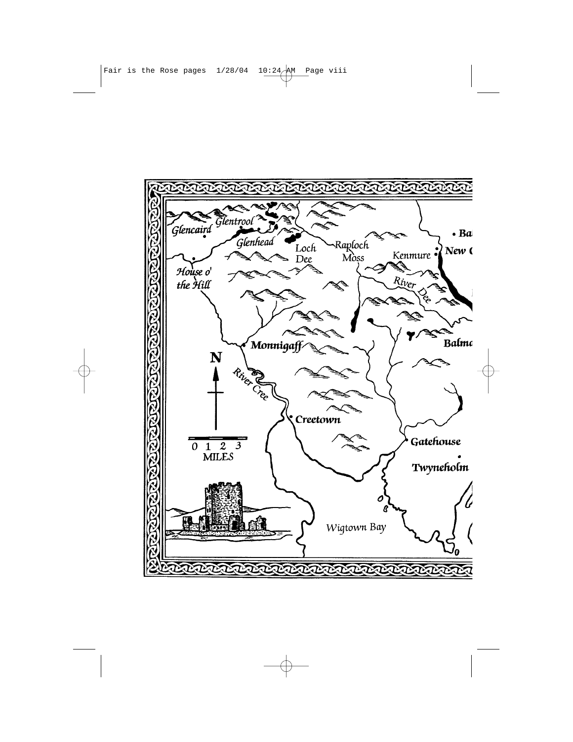Glencaird

Glentrool

Glenhead

Loch Dee

Raploch Moss

Kenmure

New C

Ba

House o' the Hill

River Dee

Balma

Monnigaff

N

River Cree

Creetown

0 1 2 3

MILES

Gatehouse

Twyneholm

Wigtown Bay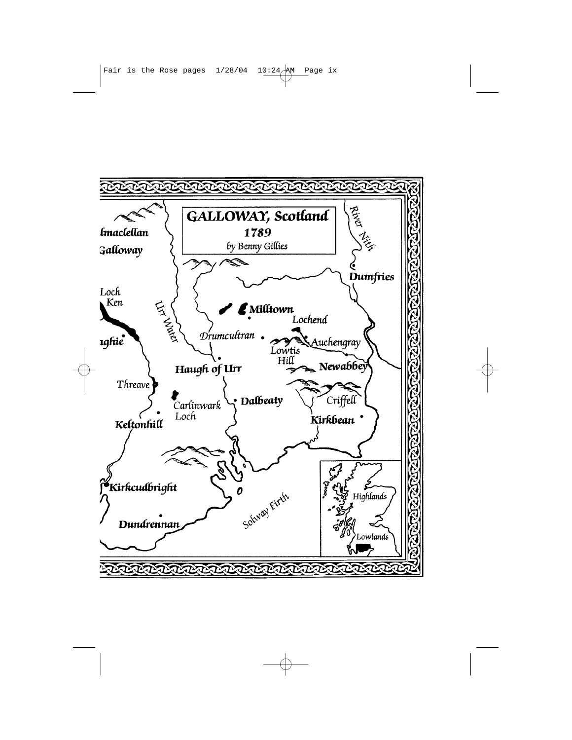# GALLOWAY, Scotland
## 1789
*by Benny Gillies*

River Nith

Dumfries

Milltown

Lochend

Drumcultran

Auchengray

Lowtis Hill

Newabbey

Haugh of Urr

Urr Water

Loch Ken

Threave

Carlinwark Loch

Dalbeaty

Criffell

Kirkbean

Keltonhill

Kirkcudbright

Dundrennan

Solway Firth

Highlands

Lowlands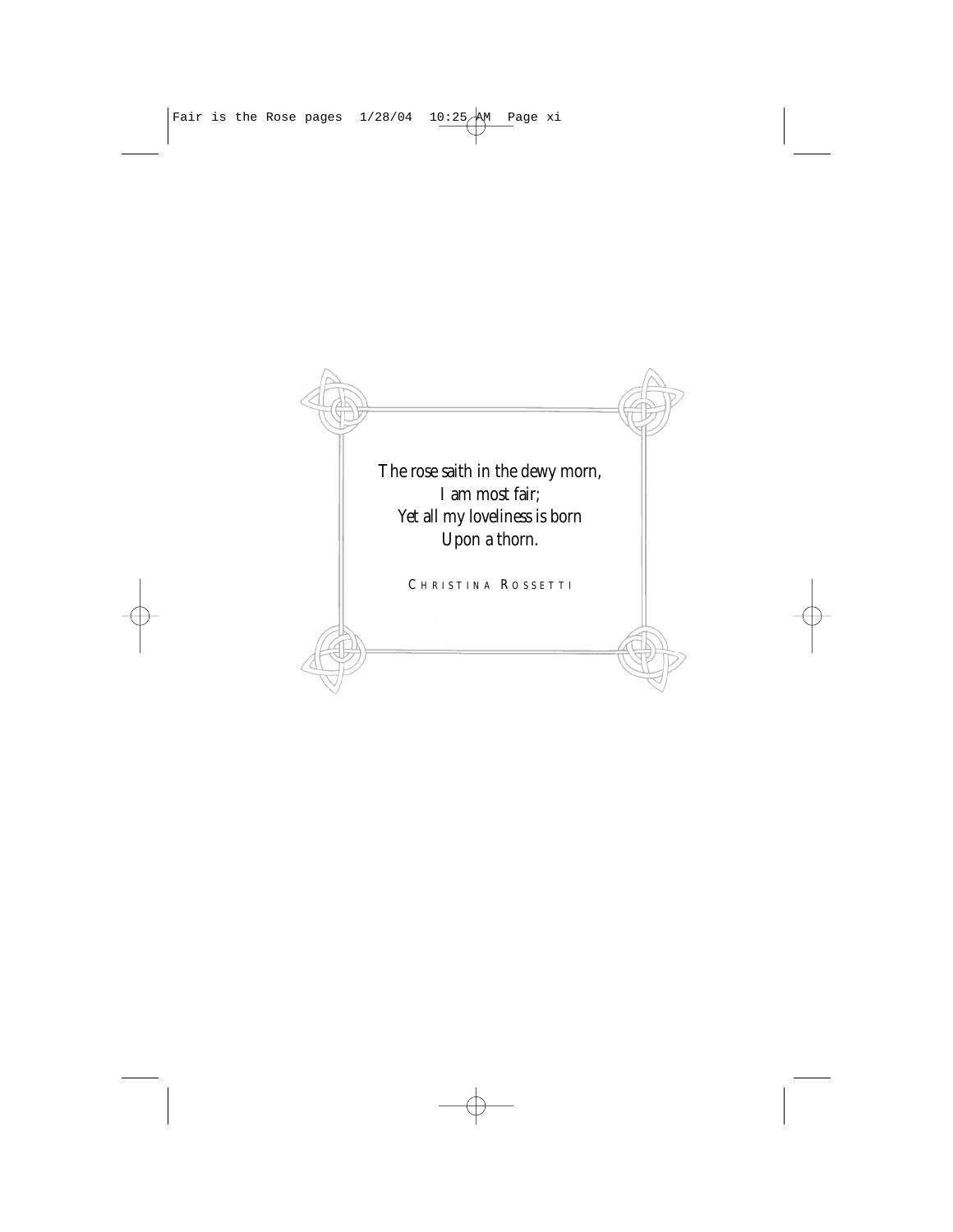*The rose saith in the dewy morn,*
*I am most fair;*
*Yet all my loveliness is born*
*Upon a thorn.*

Christina Rossetti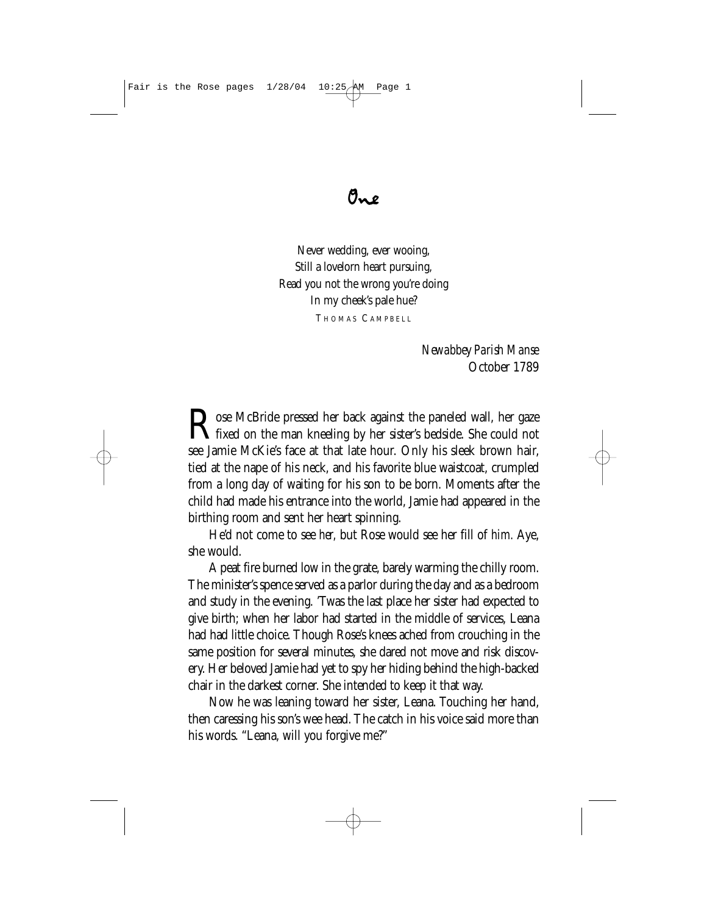# One

*Never wedding, ever wooing,*
*Still a lovelorn heart pursuing,*
*Read you not the wrong you're doing*
*In my cheek's pale hue?*

THOMAS CAMPBELL

*Newabbey Parish Manse*
October 1789

Rose McBride pressed her back against the paneled wall, her gaze fixed on the man kneeling by her sister's bedside. She could not see Jamie McKie's face at that late hour. Only his sleek brown hair, tied at the nape of his neck, and his favorite blue waistcoat, crumpled from a long day of waiting for his son to be born. Moments after the child had made his entrance into the world, Jamie had appeared in the birthing room and sent her heart spinning.

He'd not come to see *her,* but Rose would see her fill of *him.* Aye, she would.

A peat fire burned low in the grate, barely warming the chilly room. The minister's spence served as a parlor during the day and as a bedroom and study in the evening. 'Twas the last place her sister had expected to give birth; when her labor had started in the middle of services, Leana had had little choice. Though Rose's knees ached from crouching in the same position for several minutes, she dared not move and risk discovery. Her beloved Jamie had yet to spy her hiding behind the high-backed chair in the darkest corner. She intended to keep it that way.

Now he was leaning toward her sister, Leana. Touching her hand, then caressing his son's wee head. The catch in his voice said more than his words. "Leana, will you forgive me?"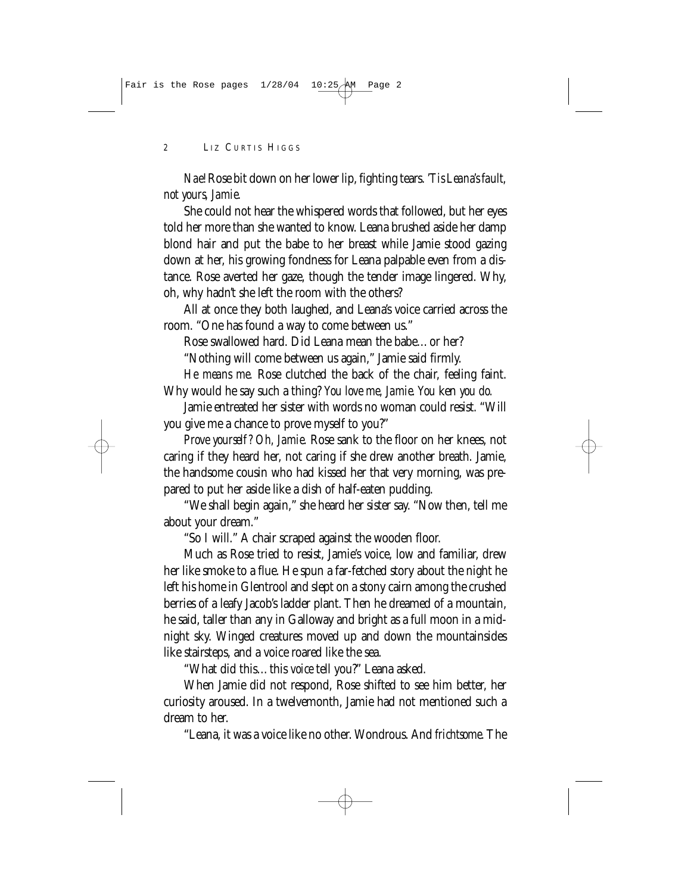*Nae!* Rose bit down on her lower lip, fighting tears. *'Tis Leana's fault, not yours, Jamie.*

She could not hear the whispered words that followed, but her eyes told her more than she wanted to know. Leana brushed aside her damp blond hair and put the babe to her breast while Jamie stood gazing down at her, his growing fondness for Leana palpable even from a distance. Rose averted her gaze, though the tender image lingered. Why, oh, why hadn't she left the room with the others?

All at once they both laughed, and Leana's voice carried across the room. "One has found a way to come between us."

Rose swallowed hard. Did Leana mean the babe…or her?

"Nothing will come between us again," Jamie said firmly.

*He means me.* Rose clutched the back of the chair, feeling faint. Why would he say such a thing? *You love me, Jamie. You* ken *you do.*

Jamie entreated her sister with words no woman could resist. "Will you give me a chance to prove myself to you?"

*Prove yourself? Oh, Jamie.* Rose sank to the floor on her knees, not caring if they heard her, not caring if she drew another breath. Jamie, the handsome cousin who had kissed her that very morning, was prepared to put her aside like a dish of half-eaten pudding.

"We shall begin again," she heard her sister say. "Now then, tell me about your dream."

"So I will." A chair scraped against the wooden floor.

Much as Rose tried to resist, Jamie's voice, low and familiar, drew her like smoke to a flue. He spun a far-fetched story about the night he left his home in Glentrool and slept on a stony cairn among the crushed berries of a leafy Jacob's ladder plant. Then he dreamed of a mountain, he said, taller than any in Galloway and bright as a full moon in a midnight sky. Winged creatures moved up and down the mountainsides like stairsteps, and a voice roared like the sea.

"What did this…this *voice* tell you?" Leana asked.

When Jamie did not respond, Rose shifted to see him better, her curiosity aroused. In a twelvemonth, Jamie had not mentioned such a dream to her.

"Leana, it was a voice like no other. Wondrous. And *frichtsome.* The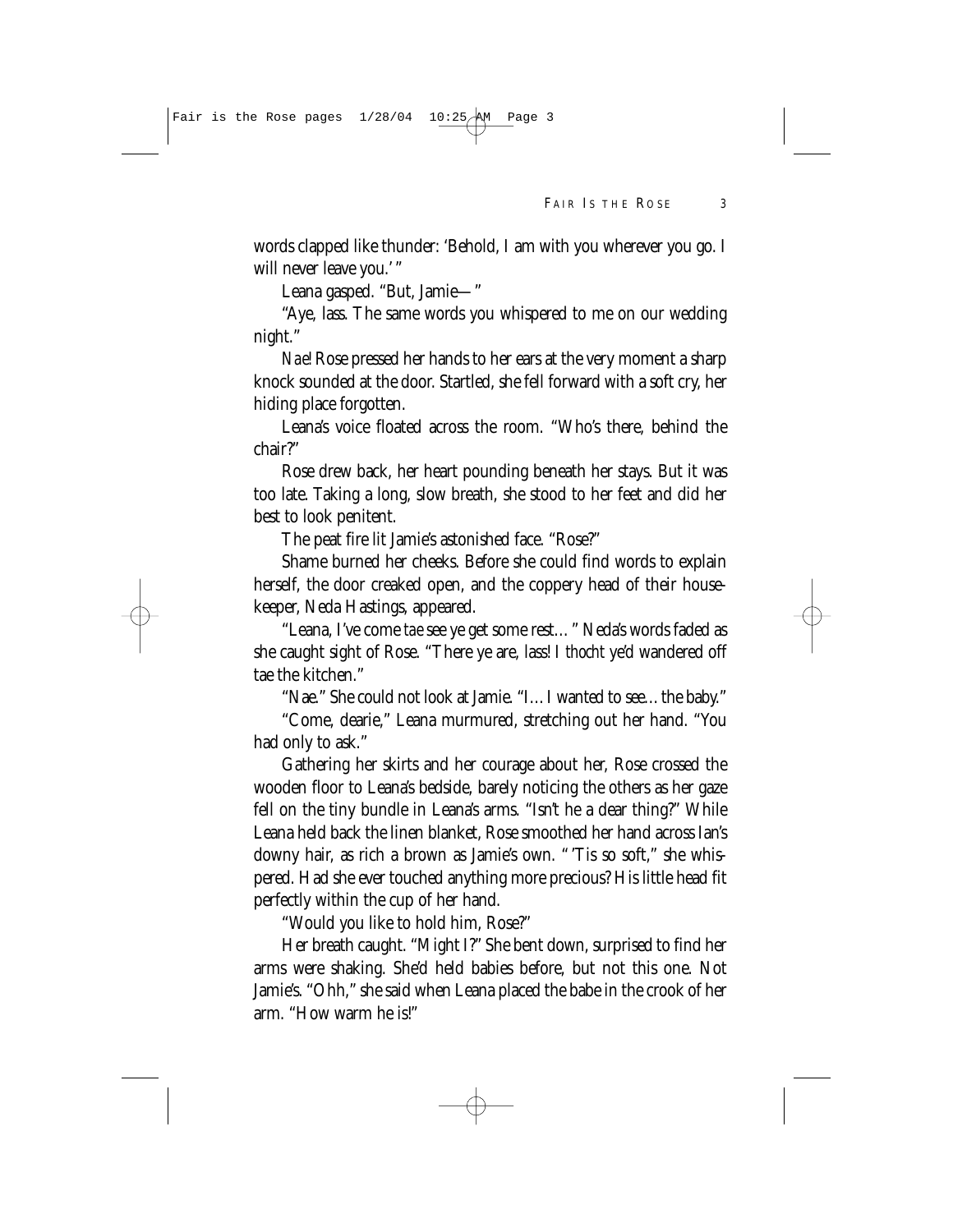words clapped like thunder: 'Behold, I am with you wherever you go. I will never leave you.' "

Leana gasped. "But, Jamie— "

"Aye, lass. The same words you whispered to me on our wedding night."

*Nae!* Rose pressed her hands to her ears at the very moment a sharp knock sounded at the door. Startled, she fell forward with a soft cry, her hiding place forgotten.

Leana's voice floated across the room. "Who's there, behind the chair?"

Rose drew back, her heart pounding beneath her stays. But it was too late. Taking a long, slow breath, she stood to her feet and did her best to look penitent.

The peat fire lit Jamie's astonished face. "Rose?"

Shame burned her cheeks. Before she could find words to explain herself, the door creaked open, and the coppery head of their housekeeper, Neda Hastings, appeared.

"Leana, I've come *tae* see ye get some rest… " Neda's words faded as she caught sight of Rose. "There ye are, lass! I *thocht* ye'd wandered off tae the kitchen."

"Nae." She could not look at Jamie. "I… I wanted to see… the baby."

"Come, dearie," Leana murmured, stretching out her hand. "You had only to ask."

Gathering her skirts and her courage about her, Rose crossed the wooden floor to Leana's bedside, barely noticing the others as her gaze fell on the tiny bundle in Leana's arms. "Isn't he a dear thing?" While Leana held back the linen blanket, Rose smoothed her hand across Ian's downy hair, as rich a brown as Jamie's own. " 'Tis so soft," she whispered. Had she ever touched anything more precious? His little head fit perfectly within the cup of her hand.

"Would you like to hold him, Rose?"

Her breath caught. "Might I?" She bent down, surprised to find her arms were shaking. She'd held babies before, but not this one. Not Jamie's. "Ohh," she said when Leana placed the babe in the crook of her arm. "How warm he is!"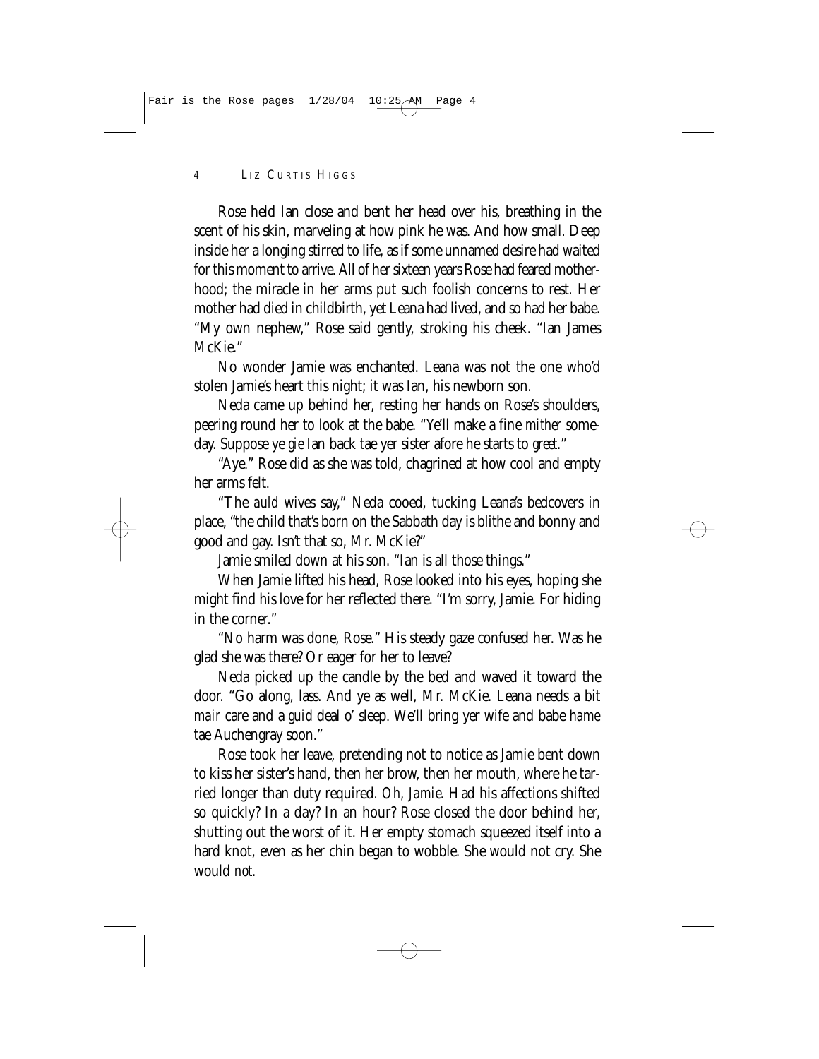Rose held Ian close and bent her head over his, breathing in the scent of his skin, marveling at how pink he was. And how small. Deep inside her a longing stirred to life, as if some unnamed desire had waited for this moment to arrive. All of her sixteen years Rose had feared motherhood; the miracle in her arms put such foolish concerns to rest. Her mother had died in childbirth, yet Leana had lived, and so had her babe. "My own nephew," Rose said gently, stroking his cheek. "Ian James McKie."

No wonder Jamie was enchanted. Leana was not the one who'd stolen Jamie's heart this night; it was Ian, his newborn son.

Neda came up behind her, resting her hands on Rose's shoulders, peering round her to look at the babe. "Ye'll make a fine *mither* someday. Suppose ye gie Ian back tae yer sister afore he starts to greet."

"Aye." Rose did as she was told, chagrined at how cool and empty her arms felt.

"The *auld* wives say," Neda cooed, tucking Leana's bedcovers in place, "the child that's born on the Sabbath day is blithe and bonny and good and gay. Isn't that so, Mr. McKie?"

Jamie smiled down at his son. "Ian is all those things."

When Jamie lifted his head, Rose looked into his eyes, hoping she might find his love for her reflected there. "I'm sorry, Jamie. For hiding in the corner."

"No harm was done, Rose." His steady gaze confused her. Was he glad she was there? Or eager for her to leave?

Neda picked up the candle by the bed and waved it toward the door. "Go along, lass. And ye as well, Mr. McKie. Leana needs a bit *mair* care and a *guid* deal o' sleep. We'll bring yer wife and babe *hame* tae Auchengray soon."

Rose took her leave, pretending not to notice as Jamie bent down to kiss her sister's hand, then her brow, then her mouth, where he tarried longer than duty required. *Oh, Jamie.* Had his affections shifted so quickly? In a day? In an hour? Rose closed the door behind her, shutting out the worst of it. Her empty stomach squeezed itself into a hard knot, even as her chin began to wobble. She would not cry. She would *not.*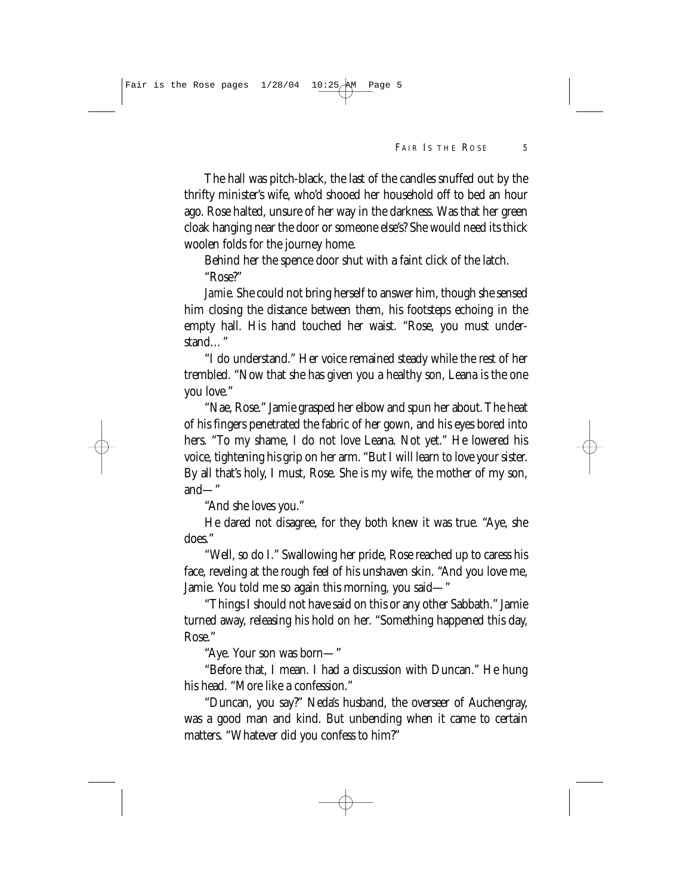The hall was pitch-black, the last of the candles snuffed out by the thrifty minister's wife, who'd shooed her household off to bed an hour ago. Rose halted, unsure of her way in the darkness. Was that her green cloak hanging near the door or someone else's? She would need its thick woolen folds for the journey home.

Behind her the spence door shut with a faint click of the latch.

"Rose?"

*Jamie.* She could not bring herself to answer him, though she sensed him closing the distance between them, his footsteps echoing in the empty hall. His hand touched her waist. "Rose, you must understand…"

"I do understand." Her voice remained steady while the rest of her trembled. "Now that she has given you a healthy son, Leana is the one you love."

"Nae, Rose." Jamie grasped her elbow and spun her about. The heat of his fingers penetrated the fabric of her gown, and his eyes bored into hers. "To my shame, I do not love Leana. Not yet." He lowered his voice, tightening his grip on her arm. "But I will learn to love your sister. By all that's holy, I must, Rose. She is my wife, the mother of my son, and—"

"And she loves you."

He dared not disagree, for they both knew it was true. "Aye, she does."

"Well, so do I." Swallowing her pride, Rose reached up to caress his face, reveling at the rough feel of his unshaven skin. "And you love me, Jamie. You told me so again this morning, you said—"

"Things I should not have said on this or any other Sabbath." Jamie turned away, releasing his hold on her. "Something happened this day, Rose."

"Aye. Your son was born—"

"Before that, I mean. I had a discussion with Duncan." He hung his head. "More like a confession."

"Duncan, you say?" Neda's husband, the overseer of Auchengray, was a good man and kind. But unbending when it came to certain matters. "Whatever did you confess to him?"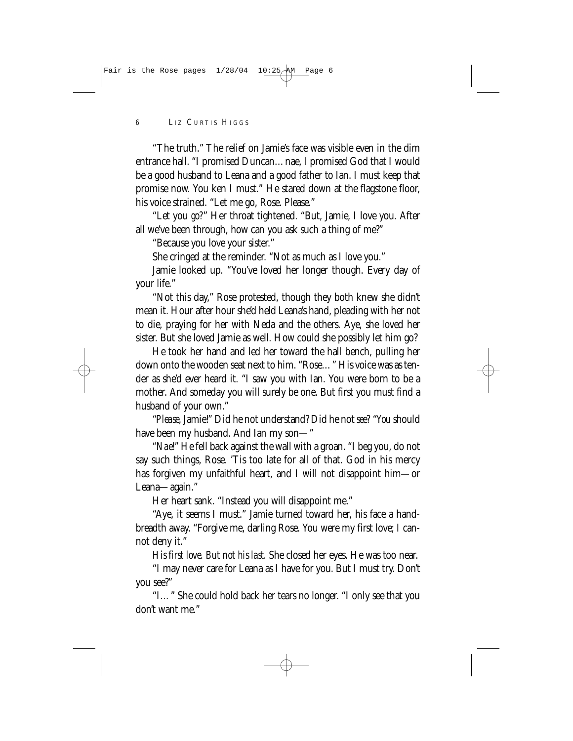"The truth." The relief on Jamie's face was visible even in the dim entrance hall. "I promised Duncan…nae, I promised God that I would be a good husband to Leana and a good father to Ian. I must keep that promise now. You ken I must." He stared down at the flagstone floor, his voice strained. "Let me go, Rose. Please."

"Let you *go?*" Her throat tightened. "But, Jamie, I love you. After all we've been through, how can you ask such a thing of me?"

"Because you love your sister."

She cringed at the reminder. "Not as much as I love you."

Jamie looked up. "You've loved her longer though. Every day of your life."

"Not this day," Rose protested, though they both knew she didn't mean it. Hour after hour she'd held Leana's hand, pleading with her not to die, praying for her with Neda and the others. Aye, she loved her sister. But she loved Jamie as well. How could she possibly let him go?

He took her hand and led her toward the hall bench, pulling her down onto the wooden seat next to him. "Rose…" His voice was as tender as she'd ever heard it. "I saw you with Ian. You were born to be a mother. And someday you will surely be one. But first you must find a husband of your own."

"*Please,* Jamie!" Did he not understand? Did he not *see?* "*You* should have been my husband. And Ian my son—"

"*Nae!*" He fell back against the wall with a groan. "I beg you, do not say such things, Rose. 'Tis too late for all of that. God in his mercy has forgiven my unfaithful heart, and I will not disappoint him—or Leana—again."

Her heart sank. "Instead you will disappoint me."

"Aye, it seems I must." Jamie turned toward her, his face a handbreadth away. "Forgive me, darling Rose. You were my first love; I cannot deny it."

*His first love. But not his last.* She closed her eyes. He was too near.

"I may never care for Leana as I have for you. But I must try. Don't you see?"

"I…" She could hold back her tears no longer. "I only see that you don't want me."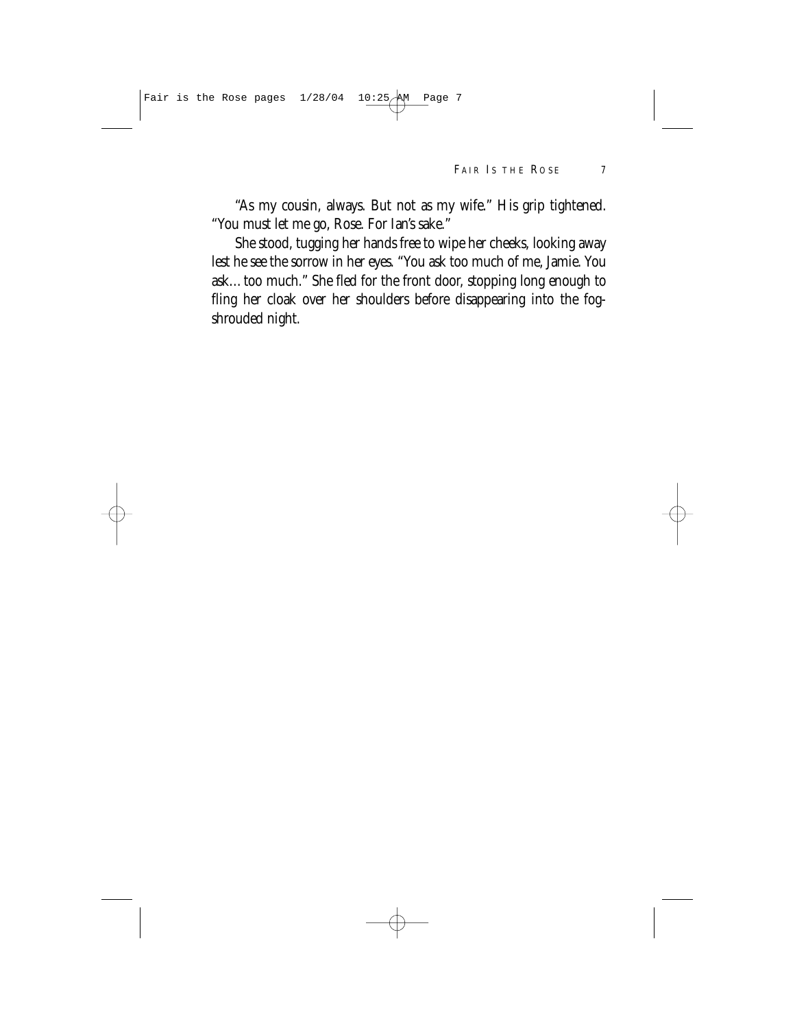"As my cousin, always. But not as my wife." His grip tightened. "You must let me go, Rose. For Ian's sake."

She stood, tugging her hands free to wipe her cheeks, looking away lest he see the sorrow in her eyes. "You ask too much of me, Jamie. You ask…too much." She fled for the front door, stopping long enough to fling her cloak over her shoulders before disappearing into the fog-shrouded night.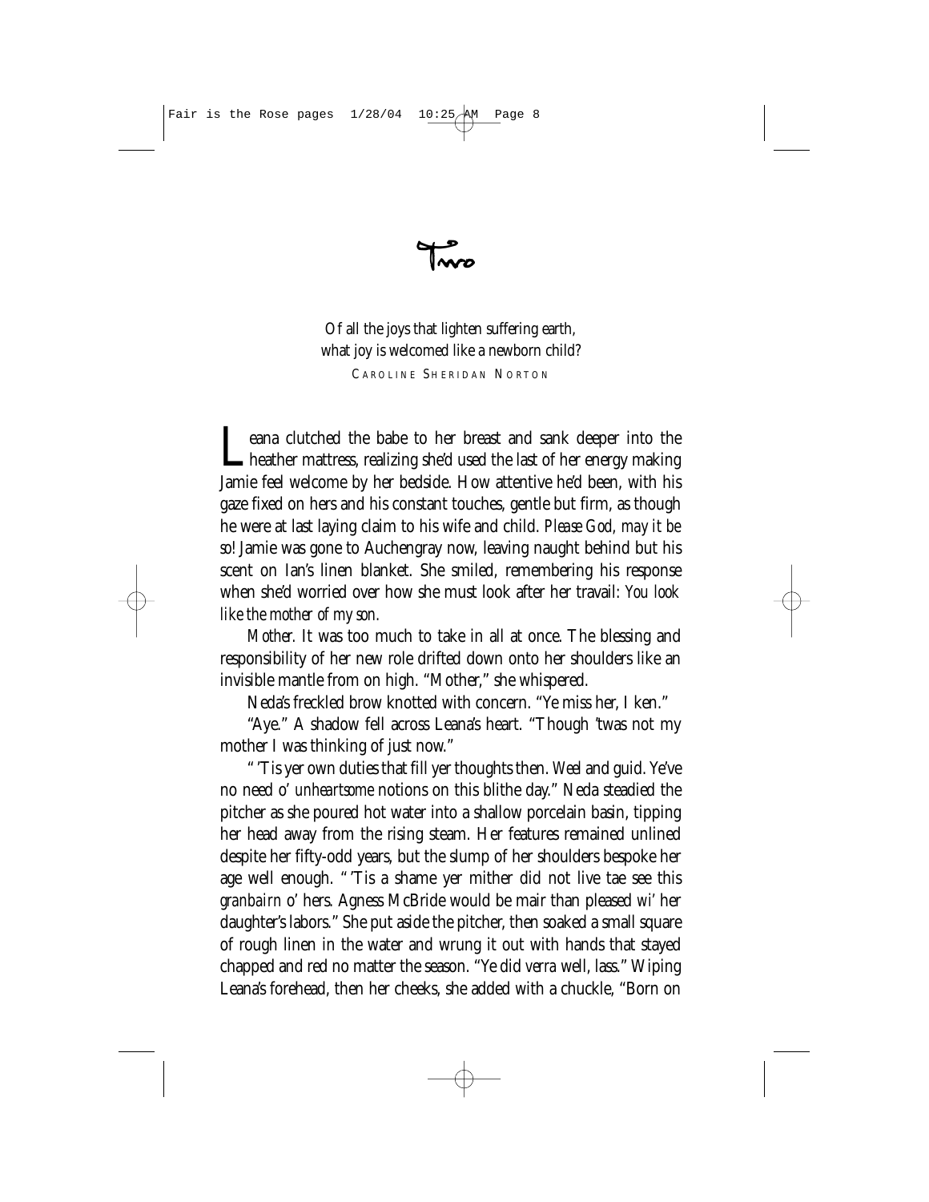# Two

*Of all the joys that lighten suffering earth,*
*what joy is welcomed like a newborn child?*

Caroline Sheridan Norton

Leana clutched the babe to her breast and sank deeper into the heather mattress, realizing she'd used the last of her energy making Jamie feel welcome by her bedside. How attentive he'd been, with his gaze fixed on hers and his constant touches, gentle but firm, as though he were at last laying claim to his wife and child. *Please God, may it be so!* Jamie was gone to Auchengray now, leaving naught behind but his scent on Ian's linen blanket. She smiled, remembering his response when she'd worried over how she must look after her travail: *You look like the mother of my son.*

*Mother.* It was too much to take in all at once. The blessing and responsibility of her new role drifted down onto her shoulders like an invisible mantle from on high. "Mother," she whispered.

Neda's freckled brow knotted with concern. "Ye miss her, I ken."

"Aye." A shadow fell across Leana's heart. "Though 'twas not my mother I was thinking of just now."

"'Tis yer own duties that fill yer thoughts then. *Weel and guid.* Ye've no need o' *unheartsome* notions on this blithe day." Neda steadied the pitcher as she poured hot water into a shallow porcelain basin, tipping her head away from the rising steam. Her features remained unlined despite her fifty-odd years, but the slump of her shoulders bespoke her age well enough. "'Tis a shame yer mither did not live tae see this *granbairn* o' hers. Agness McBride would be mair than pleased *wi'* her daughter's labors." She put aside the pitcher, then soaked a small square of rough linen in the water and wrung it out with hands that stayed chapped and red no matter the season. "Ye did *verra* well, lass." Wiping Leana's forehead, then her cheeks, she added with a chuckle, "Born on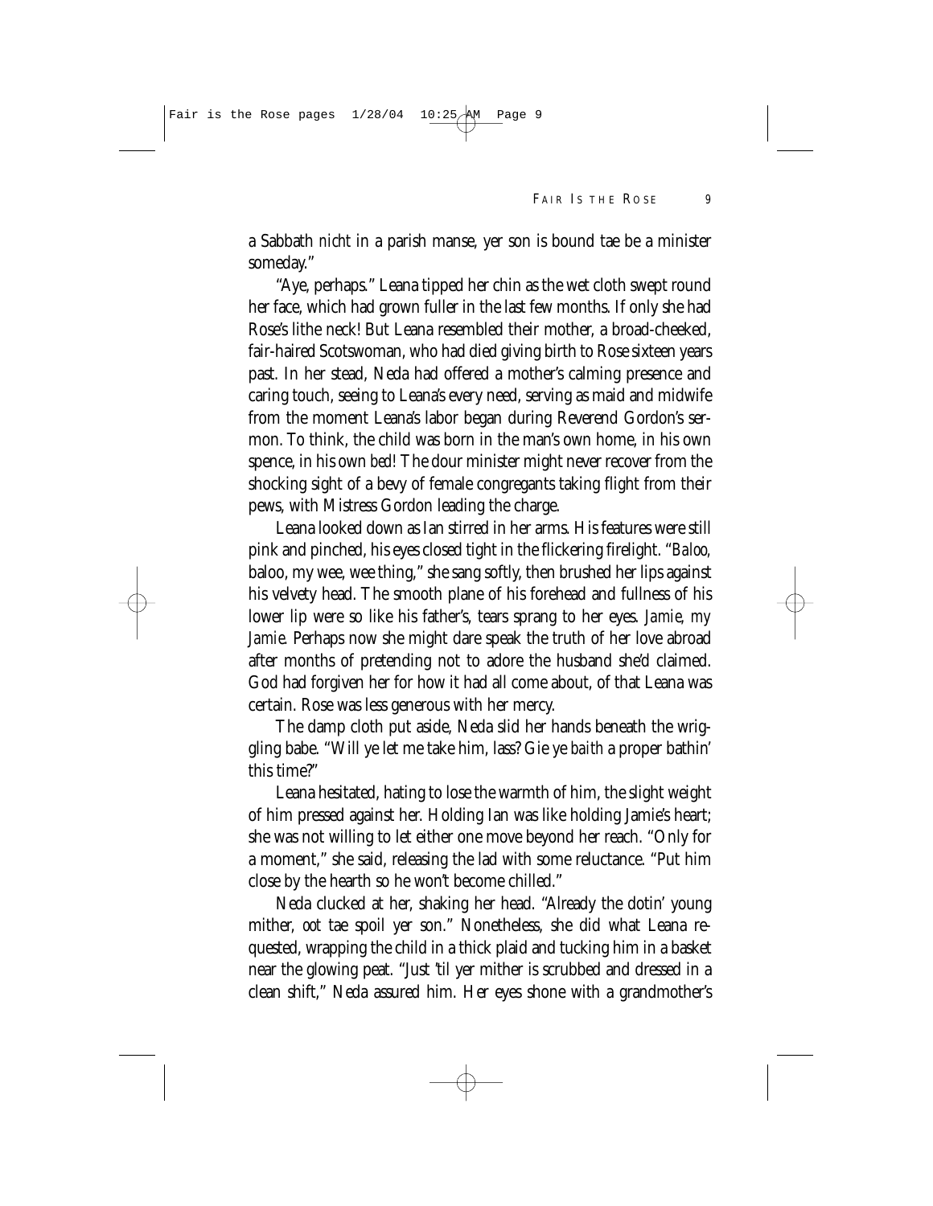a Sabbath *nicht* in a parish manse, yer son is bound tae be a minister someday."

"Aye, perhaps." Leana tipped her chin as the wet cloth swept round her face, which had grown fuller in the last few months. If only she had Rose's lithe neck! But Leana resembled their mother, a broad-cheeked, fair-haired Scotswoman, who had died giving birth to Rose sixteen years past. In her stead, Neda had offered a mother's calming presence and caring touch, seeing to Leana's every need, serving as maid and midwife from the moment Leana's labor began during Reverend Gordon's sermon. To think, the child was born in the man's own home, in his own spence, in his own *bed*! The dour minister might never recover from the shocking sight of a bevy of female congregants taking flight from their pews, with Mistress Gordon leading the charge.

Leana looked down as Ian stirred in her arms. His features were still pink and pinched, his eyes closed tight in the flickering firelight. "*Baloo,* baloo, my wee, wee thing," she sang softly, then brushed her lips against his velvety head. The smooth plane of his forehead and fullness of his lower lip were so like his father's, tears sprang to her eyes. *Jamie, my Jamie.* Perhaps now she might dare speak the truth of her love abroad after months of pretending not to adore the husband she'd claimed. God had forgiven her for how it had all come about, of that Leana was certain. Rose was less generous with her mercy.

The damp cloth put aside, Neda slid her hands beneath the wriggling babe. "Will ye let me take him, lass? Gie ye *baith* a proper bathin' this time?"

Leana hesitated, hating to lose the warmth of him, the slight weight of him pressed against her. Holding Ian was like holding Jamie's heart; she was not willing to let either one move beyond her reach. "Only for a moment," she said, releasing the lad with some reluctance. "Put him close by the hearth so he won't become chilled."

Neda clucked at her, shaking her head. "Already the dotin' young mither, *oot* tae spoil yer son." Nonetheless, she did what Leana requested, wrapping the child in a thick plaid and tucking him in a basket near the glowing peat. "Just 'til yer mither is scrubbed and dressed in a clean shift," Neda assured him. Her eyes shone with a grandmother's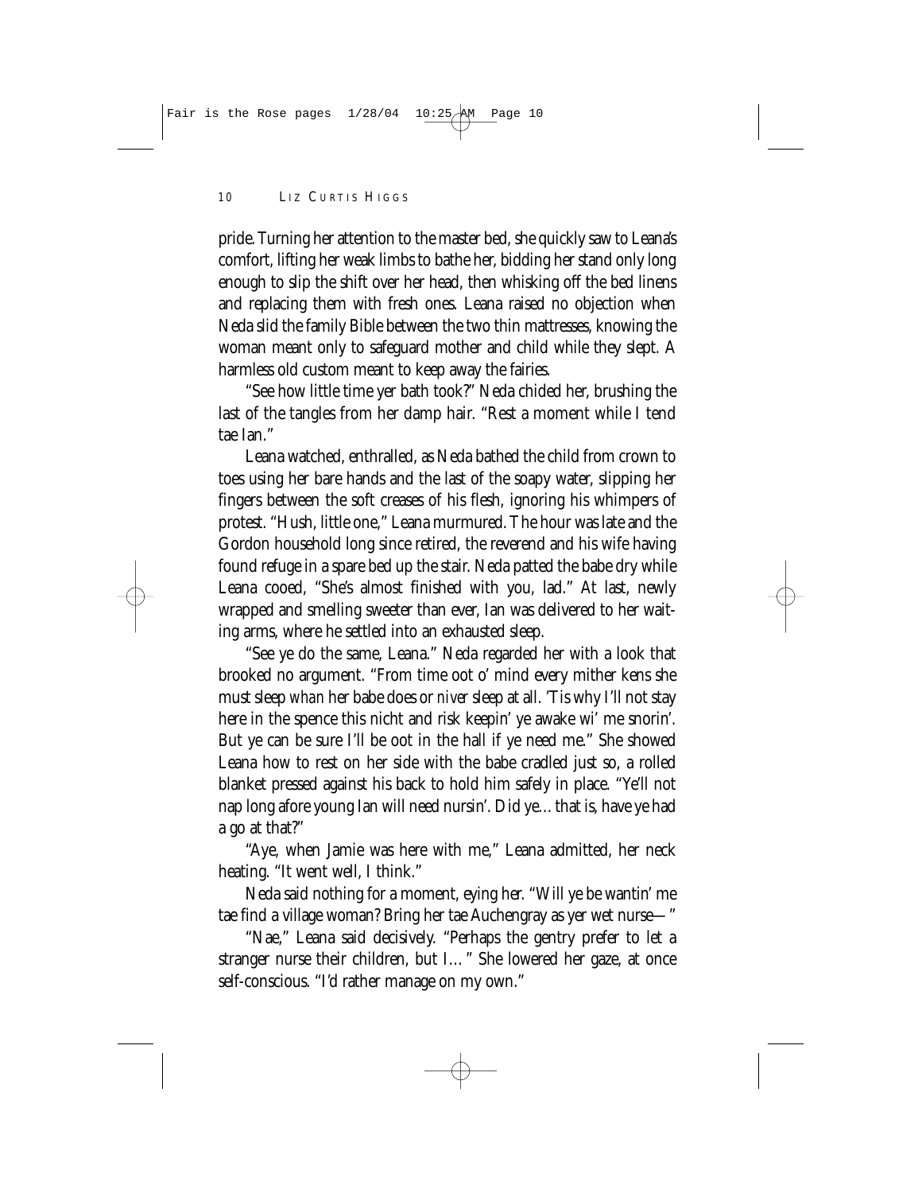pride. Turning her attention to the master bed, she quickly saw to Leana's comfort, lifting her weak limbs to bathe her, bidding her stand only long enough to slip the shift over her head, then whisking off the bed linens and replacing them with fresh ones. Leana raised no objection when Neda slid the family Bible between the two thin mattresses, knowing the woman meant only to safeguard mother and child while they slept. A harmless old custom meant to keep away the fairies.

"See how little time yer bath took?" Neda chided her, brushing the last of the tangles from her damp hair. "Rest a moment while I tend tae Ian."

Leana watched, enthralled, as Neda bathed the child from crown to toes using her bare hands and the last of the soapy water, slipping her fingers between the soft creases of his flesh, ignoring his whimpers of protest. "Hush, little one," Leana murmured. The hour was late and the Gordon household long since retired, the reverend and his wife having found refuge in a spare bed up the stair. Neda patted the babe dry while Leana cooed, "She's almost finished with you, lad." At last, newly wrapped and smelling sweeter than ever, Ian was delivered to her waiting arms, where he settled into an exhausted sleep.

"See ye do the same, Leana." Neda regarded her with a look that brooked no argument. "From time oot o' mind every mither kens she must sleep *whan* her babe does or *niver* sleep at all. 'Tis why I'll not stay here in the spence this nicht and risk keepin' ye awake wi' me snorin'. But ye can be sure I'll be oot in the hall if ye need me." She showed Leana how to rest on her side with the babe cradled just so, a rolled blanket pressed against his back to hold him safely in place. "Ye'll not nap long afore young Ian will need nursin'. Did ye…that is, have ye had a go at that?"

"Aye, when Jamie was here with me," Leana admitted, her neck heating. "It went well, I think."

Neda said nothing for a moment, eying her. "Will ye be wantin' me tae find a village woman? Bring her tae Auchengray as yer wet nurse—"

"Nae," Leana said decisively. "Perhaps the gentry prefer to let a stranger nurse their children, but I…" She lowered her gaze, at once self-conscious. "I'd rather manage on my own."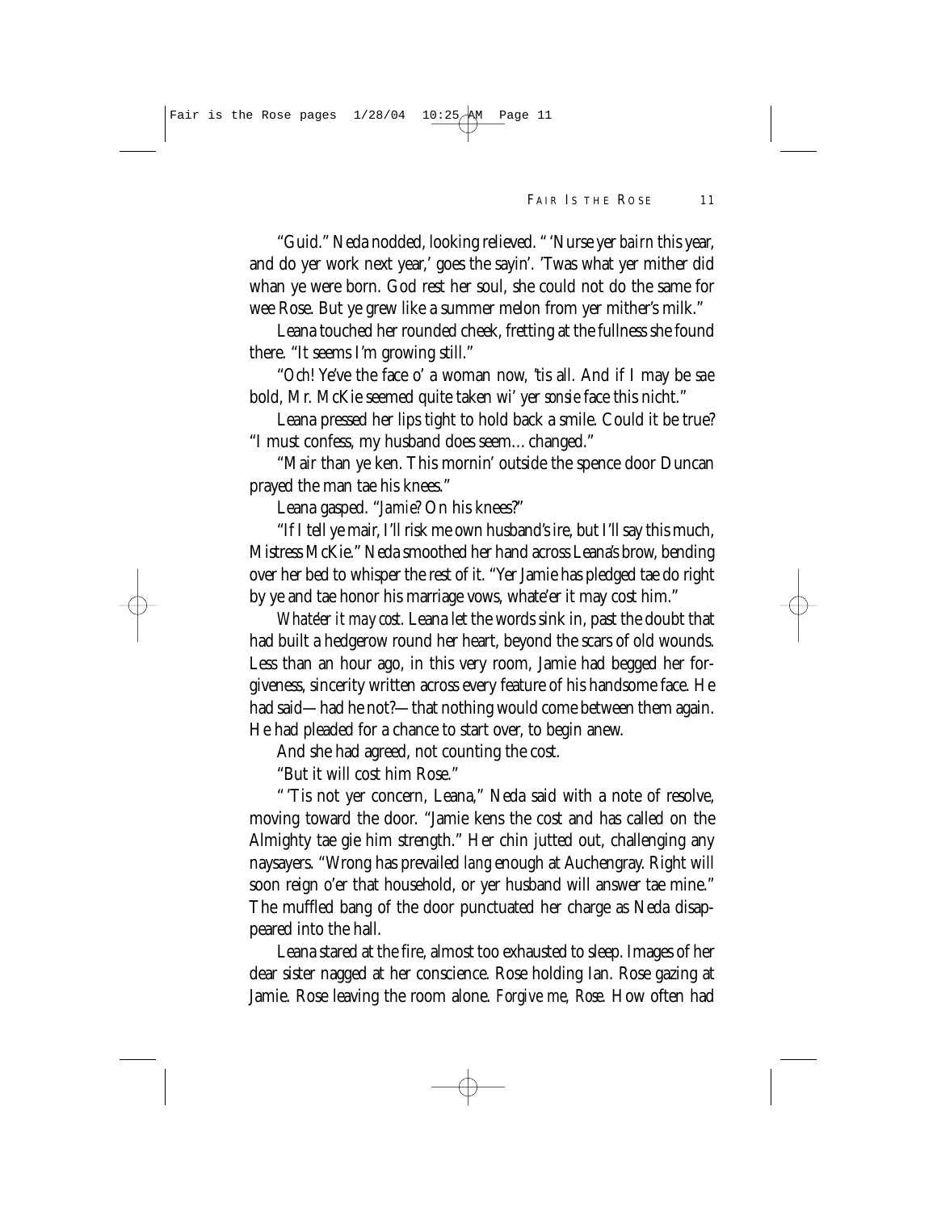"Guid." Neda nodded, looking relieved. " 'Nurse yer *bairn* this year, and do yer work next year,' goes the sayin'. 'Twas what yer mither did whan ye were born. God rest her soul, she could not do the same for wee Rose. But ye grew like a summer melon from yer mither's milk."

Leana touched her rounded cheek, fretting at the fullness she found there. "It seems I'm growing still."

"*Och!* Ye've the face o' a woman now, 'tis all. And if I may be *sae* bold, Mr. McKie seemed quite taken wi' yer *sonsie* face this nicht."

Leana pressed her lips tight to hold back a smile. Could it be true? "I must confess, my husband does seem…changed."

"Mair than ye ken. This mornin' outside the spence door Duncan prayed the man tae his knees."

Leana gasped. "*Jamie?* On his knees?"

"If I tell ye mair, I'll risk me own husband's ire, but I'll say this much, Mistress McKie." Neda smoothed her hand across Leana's brow, bending over her bed to whisper the rest of it. "Yer Jamie has pledged tae do right by ye and tae honor his marriage vows, whate'er it may cost him."

*Whate'er it may cost.* Leana let the words sink in, past the doubt that had built a hedgerow round her heart, beyond the scars of old wounds. Less than an hour ago, in this very room, Jamie had begged her forgiveness, sincerity written across every feature of his handsome face. He had said—had he not?—that nothing would come between them again. He had pleaded for a chance to start over, to begin anew.

And she had agreed, not counting the cost.

"But it will cost him Rose."

" 'Tis not yer concern, Leana," Neda said with a note of resolve, moving toward the door. "Jamie kens the cost and has called on the Almighty tae gie him strength." Her chin jutted out, challenging any naysayers. "Wrong has prevailed *lang* enough at Auchengray. Right will soon reign o'er that household, or yer husband will answer tae mine." The muffled bang of the door punctuated her charge as Neda disappeared into the hall.

Leana stared at the fire, almost too exhausted to sleep. Images of her dear sister nagged at her conscience. Rose holding Ian. Rose gazing at Jamie. Rose leaving the room alone. *Forgive me, Rose.* How often had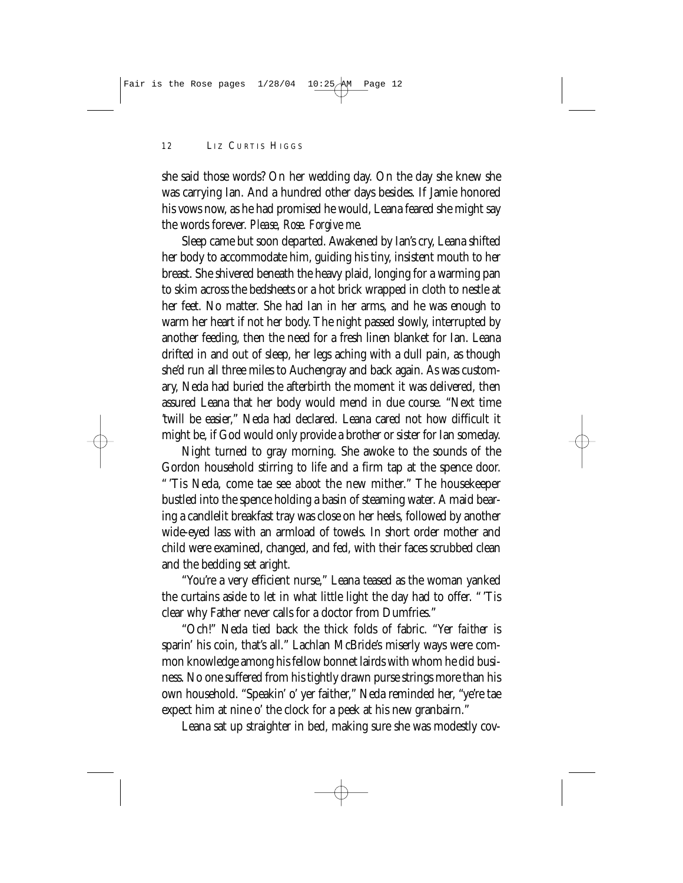she said those words? On her wedding day. On the day she knew she was carrying Ian. And a hundred other days besides. If Jamie honored his vows now, as he had promised he would, Leana feared she might say the words forever. *Please, Rose. Forgive me.*

Sleep came but soon departed. Awakened by Ian's cry, Leana shifted her body to accommodate him, guiding his tiny, insistent mouth to her breast. She shivered beneath the heavy plaid, longing for a warming pan to skim across the bedsheets or a hot brick wrapped in cloth to nestle at her feet. No matter. She had Ian in her arms, and he was enough to warm her heart if not her body. The night passed slowly, interrupted by another feeding, then the need for a fresh linen blanket for Ian. Leana drifted in and out of sleep, her legs aching with a dull pain, as though she'd run all three miles to Auchengray and back again. As was customary, Neda had buried the afterbirth the moment it was delivered, then assured Leana that her body would mend in due course. "Next time 'twill be easier," Neda had declared. Leana cared not how difficult it might be, if God would only provide a brother or sister for Ian someday.

Night turned to gray morning. She awoke to the sounds of the Gordon household stirring to life and a firm tap at the spence door. "'Tis Neda, come tae see *aboot* the new mither." The housekeeper bustled into the spence holding a basin of steaming water. A maid bearing a candlelit breakfast tray was close on her heels, followed by another wide-eyed lass with an armload of towels. In short order mother and child were examined, changed, and fed, with their faces scrubbed clean and the bedding set aright.

"You're a very efficient nurse," Leana teased as the woman yanked the curtains aside to let in what little light the day had to offer. "'Tis clear why Father never calls for a doctor from Dumfries."

"Och!" Neda tied back the thick folds of fabric. "Yer *faither* is sparin' his coin, that's all." Lachlan McBride's miserly ways were common knowledge among his fellow bonnet lairds with whom he did business. No one suffered from his tightly drawn purse strings more than his own household. "Speakin' o' yer faither," Neda reminded her, "ye're tae expect him at nine o' the clock for a peek at his new granbairn."

Leana sat up straighter in bed, making sure she was modestly cov-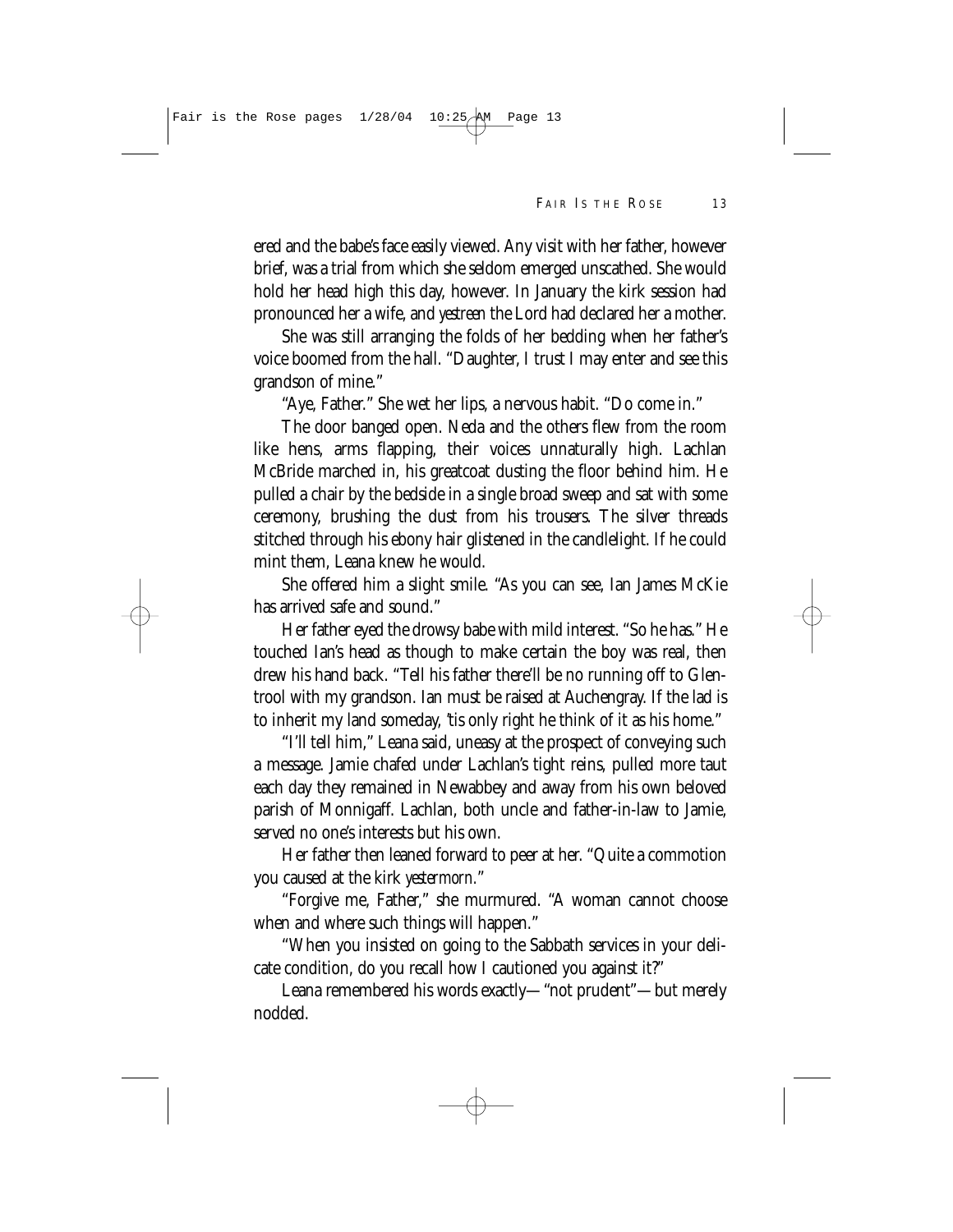ered and the babe's face easily viewed. Any visit with her father, however brief, was a trial from which she seldom emerged unscathed. She would hold her head high this day, however. In January the kirk session had pronounced her a wife, and *yestreen* the Lord had declared her a mother.

She was still arranging the folds of her bedding when her father's voice boomed from the hall. "Daughter, I trust I may enter and see this grandson of mine."

"Aye, Father." She wet her lips, a nervous habit. "Do come in."

The door banged open. Neda and the others flew from the room like hens, arms flapping, their voices unnaturally high. Lachlan McBride marched in, his greatcoat dusting the floor behind him. He pulled a chair by the bedside in a single broad sweep and sat with some ceremony, brushing the dust from his trousers. The silver threads stitched through his ebony hair glistened in the candlelight. If he could mint them, Leana knew he would.

She offered him a slight smile. "As you can see, Ian James McKie has arrived safe and sound."

Her father eyed the drowsy babe with mild interest. "So he has." He touched Ian's head as though to make certain the boy was real, then drew his hand back. "Tell his father there'll be no running off to Glentrool with my grandson. Ian must be raised at Auchengray. If the lad is to inherit my land someday, 'tis only right he think of it as his home."

"I'll tell him," Leana said, uneasy at the prospect of conveying such a message. Jamie chafed under Lachlan's tight reins, pulled more taut each day they remained in Newabbey and away from his own beloved parish of Monnigaff. Lachlan, both uncle and father-in-law to Jamie, served no one's interests but his own.

Her father then leaned forward to peer at her. "Quite a commotion you caused at the kirk *yestermorn*."

"Forgive me, Father," she murmured. "A woman cannot choose when and where such things will happen."

"When you insisted on going to the Sabbath services in your delicate condition, do you recall how I cautioned you against it?"

Leana remembered his words exactly—"not prudent"—but merely nodded.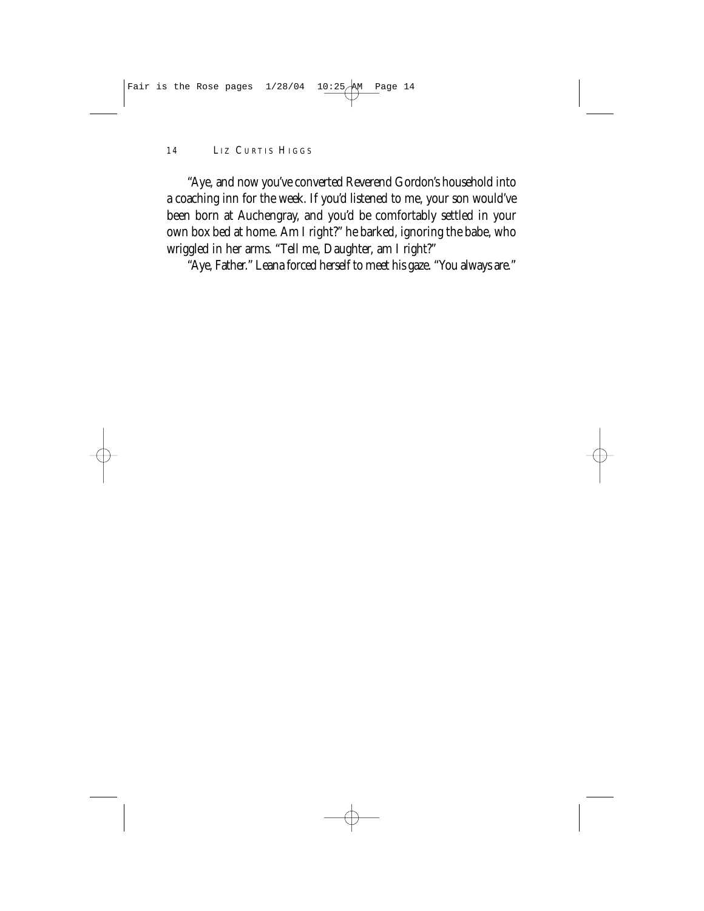"Aye, and now you've converted Reverend Gordon's household into a coaching inn for the week. If you'd listened to me, your son would've been born at Auchengray, and you'd be comfortably settled in your own box bed at home. Am I right?" he barked, ignoring the babe, who wriggled in her arms. "Tell me, Daughter, am I right?"

"Aye, Father." Leana forced herself to meet his gaze. "You always are."